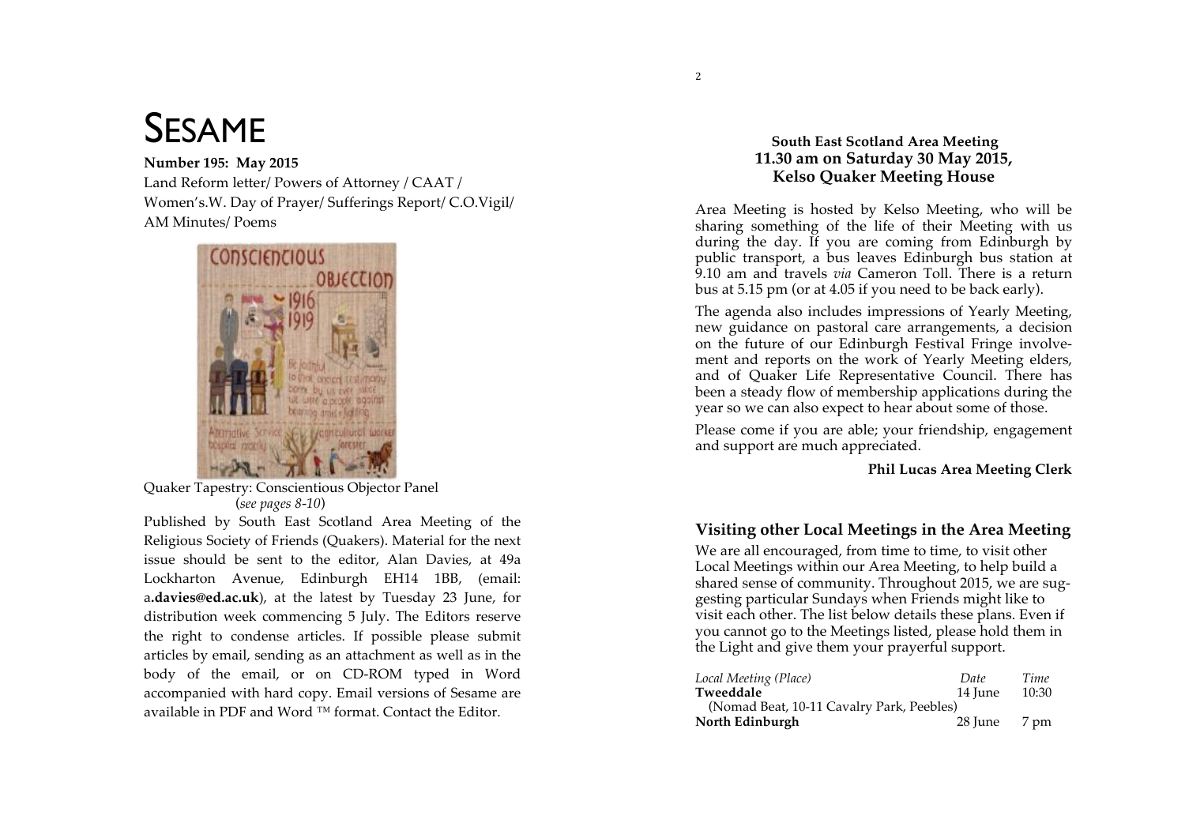# SESAME

**Number 195: May 2015**

Land Reform letter/ Powers of Attorney / CAAT / Women's.W. Day of Prayer/ Sufferings Report/ C.O.Vigil/ AM Minutes/ Poems

Quaker Tapestry: Conscientious Objector Panel
(*see pages 8-10*)

Published by South East Scotland Area Meeting of the Religious Society of Friends (Quakers). Material for the next issue should be sent to the editor, Alan Davies, at 49a Lockharton Avenue, Edinburgh EH14 1BB, (email: a**.davies@ed.ac.uk**), at the latest by Tuesday 23 June, for distribution week commencing 5 July. The Editors reserve the right to condense articles. If possible please submit articles by email, sending as an attachment as well as in the body of the email, or on CD-ROM typed in Word accompanied with hard copy. Email versions of Sesame are available in PDF and Word ™ format. Contact the Editor.

**South East Scotland Area Meeting**
**11.30 am on Saturday 30 May 2015,**
**Kelso Quaker Meeting House**

Area Meeting is hosted by Kelso Meeting, who will be sharing something of the life of their Meeting with us during the day. If you are coming from Edinburgh by public transport, a bus leaves Edinburgh bus station at 9.10 am and travels *via* Cameron Toll. There is a return bus at 5.15 pm (or at 4.05 if you need to be back early).

The agenda also includes impressions of Yearly Meeting, new guidance on pastoral care arrangements, a decision on the future of our Edinburgh Festival Fringe involvement and reports on the work of Yearly Meeting elders, and of Quaker Life Representative Council. There has been a steady flow of membership applications during the year so we can also expect to hear about some of those.

Please come if you are able; your friendship, engagement and support are much appreciated.

**Phil Lucas Area Meeting Clerk**

## Visiting other Local Meetings in the Area Meeting

We are all encouraged, from time to time, to visit other Local Meetings within our Area Meeting, to help build a shared sense of community. Throughout 2015, we are suggesting particular Sundays when Friends might like to visit each other. The list below details these plans. Even if you cannot go to the Meetings listed, please hold them in the Light and give them your prayerful support.

| *Local Meeting (Place)* | *Date* | *Time* |
|---|---|---|
| **Tweeddale** (Nomad Beat, 10-11 Cavalry Park, Peebles) | 14 June | 10:30 |
| **North Edinburgh** | 28 June | 7 pm |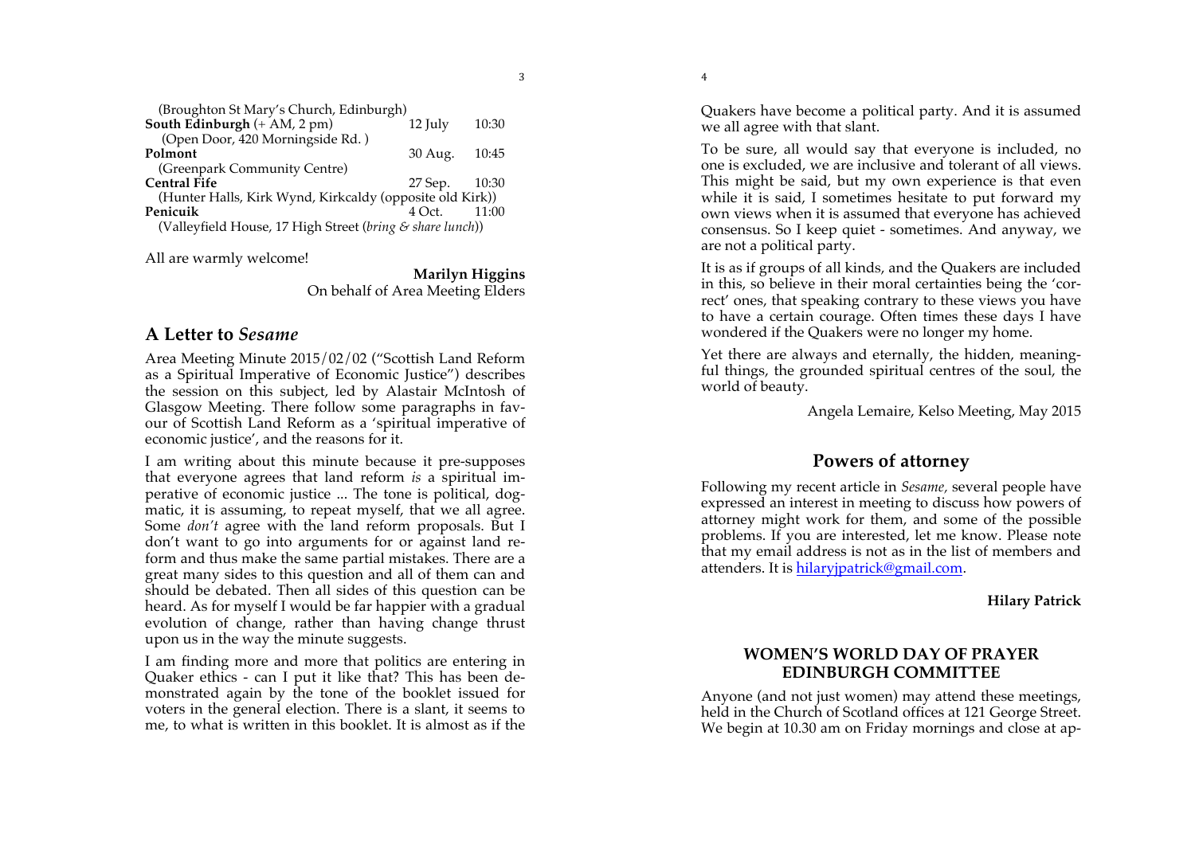| | | |
|---|---|---|
| (Broughton St Mary's Church, Edinburgh) | | |
| **South Edinburgh** (+ AM, 2 pm) | 12 July | 10:30 |
| (Open Door, 420 Morningside Rd. ) | | |
| **Polmont** | 30 Aug. | 10:45 |
| (Greenpark Community Centre) | | |
| **Central Fife** | 27 Sep. | 10:30 |
| (Hunter Halls, Kirk Wynd, Kirkcaldy (opposite old Kirk)) | | |
| **Penicuik** | 4 Oct. | 11:00 |
| (Valleyfield House, 17 High Street (*bring & share lunch*)) | | |

All are warmly welcome!

**Marilyn Higgins**
On behalf of Area Meeting Elders

## A Letter to *Sesame*

Area Meeting Minute 2015/02/02 ("Scottish Land Reform as a Spiritual Imperative of Economic Justice") describes the session on this subject, led by Alastair McIntosh of Glasgow Meeting. There follow some paragraphs in favour of Scottish Land Reform as a 'spiritual imperative of economic justice', and the reasons for it.

I am writing about this minute because it pre-supposes that everyone agrees that land reform *is* a spiritual imperative of economic justice ... The tone is political, dogmatic, it is assuming, to repeat myself, that we all agree. Some *don't* agree with the land reform proposals. But I don't want to go into arguments for or against land reform and thus make the same partial mistakes. There are a great many sides to this question and all of them can and should be debated. Then all sides of this question can be heard. As for myself I would be far happier with a gradual evolution of change, rather than having change thrust upon us in the way the minute suggests.

I am finding more and more that politics are entering in Quaker ethics - can I put it like that? This has been demonstrated again by the tone of the booklet issued for voters in the general election. There is a slant, it seems to me, to what is written in this booklet. It is almost as if the Quakers have become a political party. And it is assumed we all agree with that slant.

To be sure, all would say that everyone is included, no one is excluded, we are inclusive and tolerant of all views. This might be said, but my own experience is that even while it is said, I sometimes hesitate to put forward my own views when it is assumed that everyone has achieved consensus. So I keep quiet - sometimes. And anyway, we are not a political party.

It is as if groups of all kinds, and the Quakers are included in this, so believe in their moral certainties being the 'correct' ones, that speaking contrary to these views you have to have a certain courage. Often times these days I have wondered if the Quakers were no longer my home.

Yet there are always and eternally, the hidden, meaningful things, the grounded spiritual centres of the soul, the world of beauty.

Angela Lemaire, Kelso Meeting, May 2015

## Powers of attorney

Following my recent article in *Sesame,* several people have expressed an interest in meeting to discuss how powers of attorney might work for them, and some of the possible problems. If you are interested, let me know. Please note that my email address is not as in the list of members and attenders. It is hilaryjpatrick@gmail.com.

**Hilary Patrick**

### WOMEN'S WORLD DAY OF PRAYER EDINBURGH COMMITTEE

Anyone (and not just women) may attend these meetings, held in the Church of Scotland offices at 121 George Street. We begin at 10.30 am on Friday mornings and close at ap-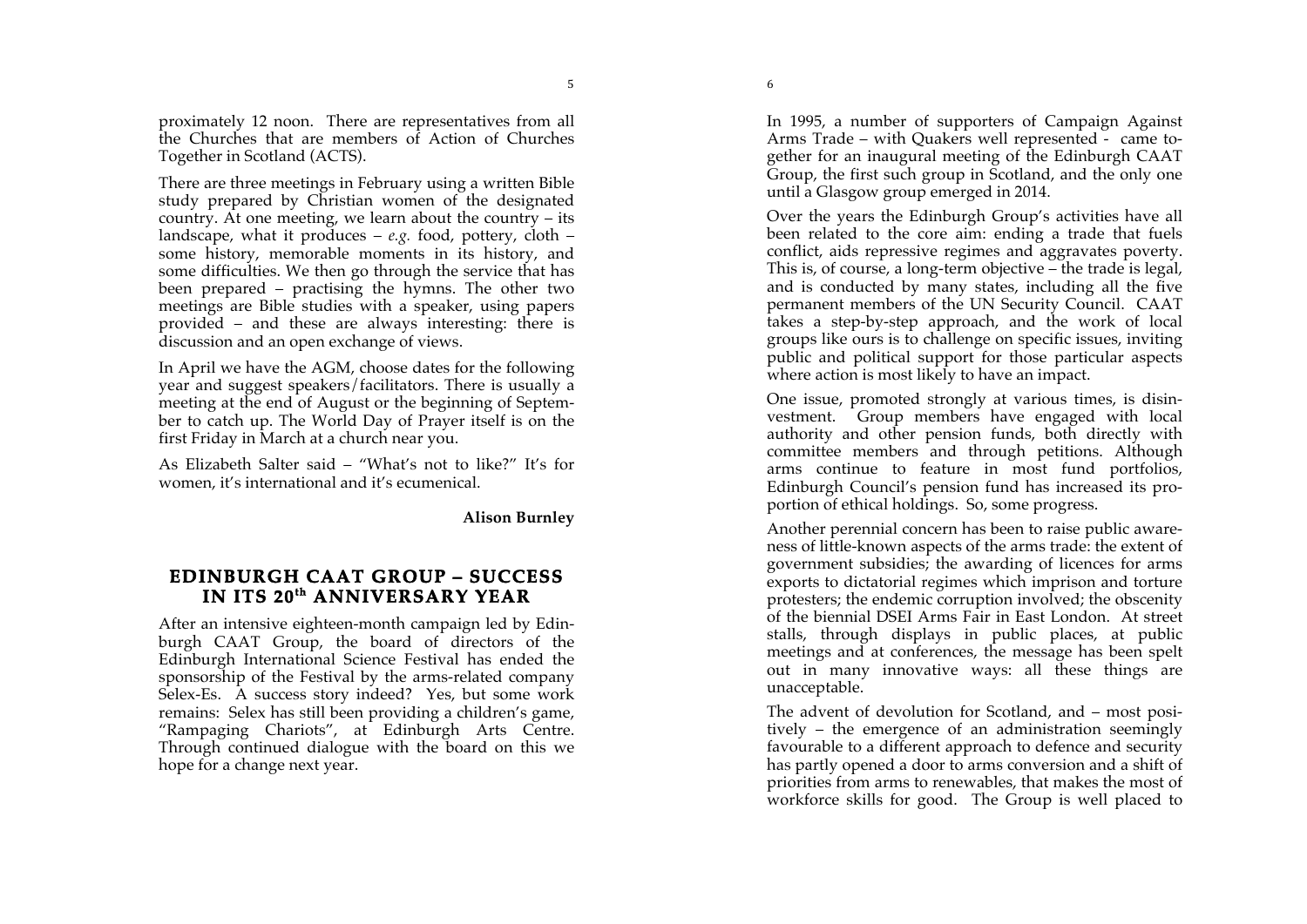proximately 12 noon. There are representatives from all the Churches that are members of Action of Churches Together in Scotland (ACTS).

There are three meetings in February using a written Bible study prepared by Christian women of the designated country. At one meeting, we learn about the country – its landscape, what it produces – *e.g.* food, pottery, cloth – some history, memorable moments in its history, and some difficulties. We then go through the service that has been prepared – practising the hymns. The other two meetings are Bible studies with a speaker, using papers provided – and these are always interesting: there is discussion and an open exchange of views.

In April we have the AGM, choose dates for the following year and suggest speakers/facilitators. There is usually a meeting at the end of August or the beginning of September to catch up. The World Day of Prayer itself is on the first Friday in March at a church near you.

As Elizabeth Salter said – "What's not to like?" It's for women, it's international and it's ecumenical.

**Alison Burnley**

## EDINBURGH CAAT GROUP – SUCCESS IN ITS 20th ANNIVERSARY YEAR

After an intensive eighteen-month campaign led by Edinburgh CAAT Group, the board of directors of the Edinburgh International Science Festival has ended the sponsorship of the Festival by the arms-related company Selex-Es. A success story indeed? Yes, but some work remains: Selex has still been providing a children's game, "Rampaging Chariots", at Edinburgh Arts Centre. Through continued dialogue with the board on this we hope for a change next year.

In 1995, a number of supporters of Campaign Against Arms Trade – with Quakers well represented - came together for an inaugural meeting of the Edinburgh CAAT Group, the first such group in Scotland, and the only one until a Glasgow group emerged in 2014.

Over the years the Edinburgh Group's activities have all been related to the core aim: ending a trade that fuels conflict, aids repressive regimes and aggravates poverty. This is, of course, a long-term objective – the trade is legal, and is conducted by many states, including all the five permanent members of the UN Security Council. CAAT takes a step-by-step approach, and the work of local groups like ours is to challenge on specific issues, inviting public and political support for those particular aspects where action is most likely to have an impact.

One issue, promoted strongly at various times, is disinvestment. Group members have engaged with local authority and other pension funds, both directly with committee members and through petitions. Although arms continue to feature in most fund portfolios, Edinburgh Council's pension fund has increased its proportion of ethical holdings. So, some progress.

Another perennial concern has been to raise public awareness of little-known aspects of the arms trade: the extent of government subsidies; the awarding of licences for arms exports to dictatorial regimes which imprison and torture protesters; the endemic corruption involved; the obscenity of the biennial DSEI Arms Fair in East London. At street stalls, through displays in public places, at public meetings and at conferences, the message has been spelt out in many innovative ways: all these things are unacceptable.

The advent of devolution for Scotland, and – most positively – the emergence of an administration seemingly favourable to a different approach to defence and security has partly opened a door to arms conversion and a shift of priorities from arms to renewables, that makes the most of workforce skills for good. The Group is well placed to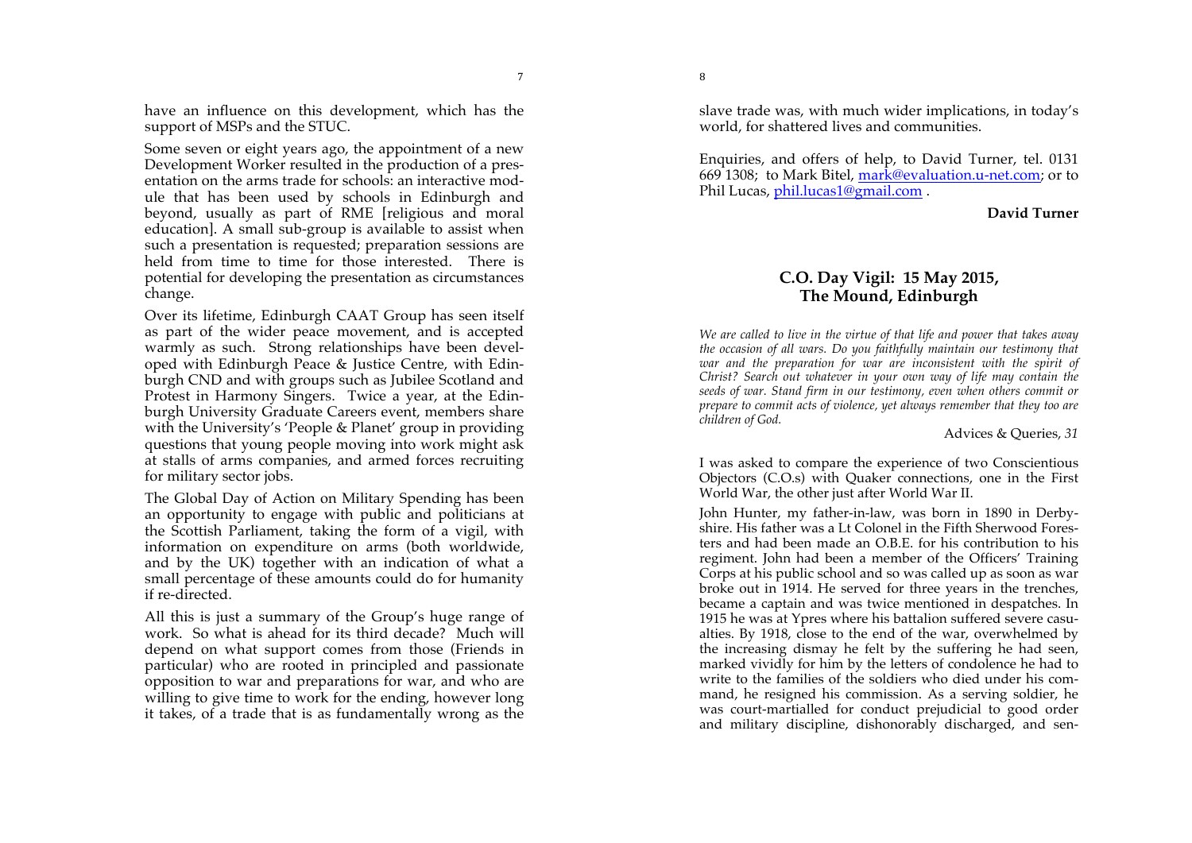have an influence on this development, which has the support of MSPs and the STUC.

Some seven or eight years ago, the appointment of a new Development Worker resulted in the production of a presentation on the arms trade for schools: an interactive module that has been used by schools in Edinburgh and beyond, usually as part of RME [religious and moral education]. A small sub-group is available to assist when such a presentation is requested; preparation sessions are held from time to time for those interested. There is potential for developing the presentation as circumstances change.

Over its lifetime, Edinburgh CAAT Group has seen itself as part of the wider peace movement, and is accepted warmly as such. Strong relationships have been developed with Edinburgh Peace & Justice Centre, with Edinburgh CND and with groups such as Jubilee Scotland and Protest in Harmony Singers. Twice a year, at the Edinburgh University Graduate Careers event, members share with the University's 'People & Planet' group in providing questions that young people moving into work might ask at stalls of arms companies, and armed forces recruiting for military sector jobs.

The Global Day of Action on Military Spending has been an opportunity to engage with public and politicians at the Scottish Parliament, taking the form of a vigil, with information on expenditure on arms (both worldwide, and by the UK) together with an indication of what a small percentage of these amounts could do for humanity if re-directed.

All this is just a summary of the Group's huge range of work. So what is ahead for its third decade? Much will depend on what support comes from those (Friends in particular) who are rooted in principled and passionate opposition to war and preparations for war, and who are willing to give time to work for the ending, however long it takes, of a trade that is as fundamentally wrong as the slave trade was, with much wider implications, in today's world, for shattered lives and communities.

Enquiries, and offers of help, to David Turner, tel. 0131 669 1308; to Mark Bitel, mark@evaluation.u-net.com; or to Phil Lucas, phil.lucas1@gmail.com .

**David Turner**

## C.O. Day Vigil: 15 May 2015, The Mound, Edinburgh

*We are called to live in the virtue of that life and power that takes away the occasion of all wars. Do you faithfully maintain our testimony that war and the preparation for war are inconsistent with the spirit of Christ? Search out whatever in your own way of life may contain the seeds of war. Stand firm in our testimony, even when others commit or prepare to commit acts of violence, yet always remember that they too are children of God.*

Advices & Queries, *31*

I was asked to compare the experience of two Conscientious Objectors (C.O.s) with Quaker connections, one in the First World War, the other just after World War II.

John Hunter, my father-in-law, was born in 1890 in Derbyshire. His father was a Lt Colonel in the Fifth Sherwood Foresters and had been made an O.B.E. for his contribution to his regiment. John had been a member of the Officers' Training Corps at his public school and so was called up as soon as war broke out in 1914. He served for three years in the trenches, became a captain and was twice mentioned in despatches. In 1915 he was at Ypres where his battalion suffered severe casualties. By 1918, close to the end of the war, overwhelmed by the increasing dismay he felt by the suffering he had seen, marked vividly for him by the letters of condolence he had to write to the families of the soldiers who died under his command, he resigned his commission. As a serving soldier, he was court-martialled for conduct prejudicial to good order and military discipline, dishonorably discharged, and sen-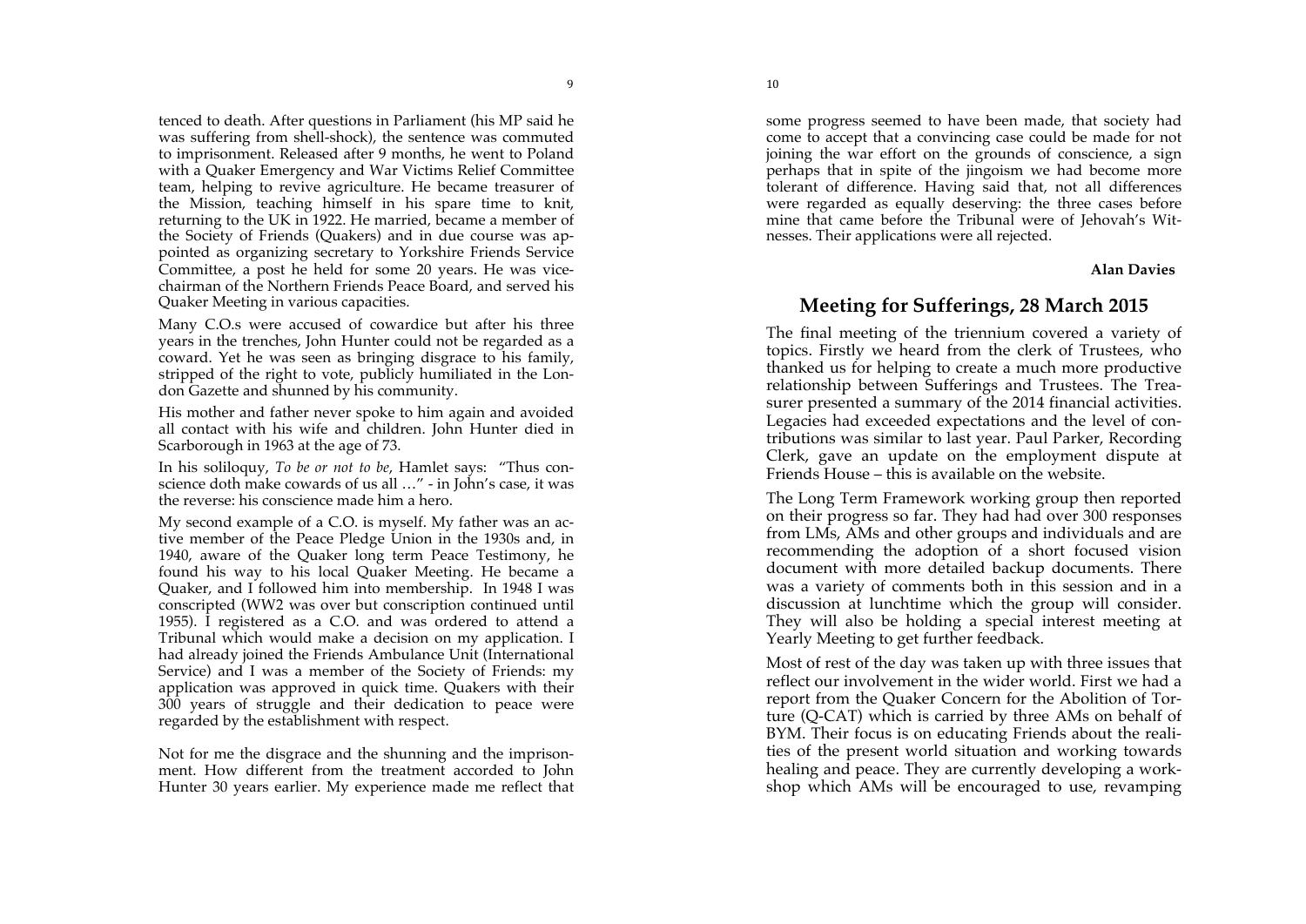tenced to death. After questions in Parliament (his MP said he was suffering from shell-shock), the sentence was commuted to imprisonment. Released after 9 months, he went to Poland with a Quaker Emergency and War Victims Relief Committee team, helping to revive agriculture. He became treasurer of the Mission, teaching himself in his spare time to knit, returning to the UK in 1922. He married, became a member of the Society of Friends (Quakers) and in due course was appointed as organizing secretary to Yorkshire Friends Service Committee, a post he held for some 20 years. He was vice-chairman of the Northern Friends Peace Board, and served his Quaker Meeting in various capacities.

Many C.O.s were accused of cowardice but after his three years in the trenches, John Hunter could not be regarded as a coward. Yet he was seen as bringing disgrace to his family, stripped of the right to vote, publicly humiliated in the London Gazette and shunned by his community.

His mother and father never spoke to him again and avoided all contact with his wife and children. John Hunter died in Scarborough in 1963 at the age of 73.

In his soliloquy, *To be or not to be*, Hamlet says: "Thus conscience doth make cowards of us all …" - in John's case, it was the reverse: his conscience made him a hero.

My second example of a C.O. is myself. My father was an active member of the Peace Pledge Union in the 1930s and, in 1940, aware of the Quaker long term Peace Testimony, he found his way to his local Quaker Meeting. He became a Quaker, and I followed him into membership. In 1948 I was conscripted (WW2 was over but conscription continued until 1955). I registered as a C.O. and was ordered to attend a Tribunal which would make a decision on my application. I had already joined the Friends Ambulance Unit (International Service) and I was a member of the Society of Friends: my application was approved in quick time. Quakers with their 300 years of struggle and their dedication to peace were regarded by the establishment with respect.

Not for me the disgrace and the shunning and the imprisonment. How different from the treatment accorded to John Hunter 30 years earlier. My experience made me reflect that some progress seemed to have been made, that society had come to accept that a convincing case could be made for not joining the war effort on the grounds of conscience, a sign perhaps that in spite of the jingoism we had become more tolerant of difference. Having said that, not all differences were regarded as equally deserving: the three cases before mine that came before the Tribunal were of Jehovah's Witnesses. Their applications were all rejected.

**Alan Davies**

## Meeting for Sufferings, 28 March 2015

The final meeting of the triennium covered a variety of topics. Firstly we heard from the clerk of Trustees, who thanked us for helping to create a much more productive relationship between Sufferings and Trustees. The Treasurer presented a summary of the 2014 financial activities. Legacies had exceeded expectations and the level of contributions was similar to last year. Paul Parker, Recording Clerk, gave an update on the employment dispute at Friends House – this is available on the website.

The Long Term Framework working group then reported on their progress so far. They had had over 300 responses from LMs, AMs and other groups and individuals and are recommending the adoption of a short focused vision document with more detailed backup documents. There was a variety of comments both in this session and in a discussion at lunchtime which the group will consider. They will also be holding a special interest meeting at Yearly Meeting to get further feedback.

Most of rest of the day was taken up with three issues that reflect our involvement in the wider world. First we had a report from the Quaker Concern for the Abolition of Torture (Q-CAT) which is carried by three AMs on behalf of BYM. Their focus is on educating Friends about the realities of the present world situation and working towards healing and peace. They are currently developing a workshop which AMs will be encouraged to use, revamping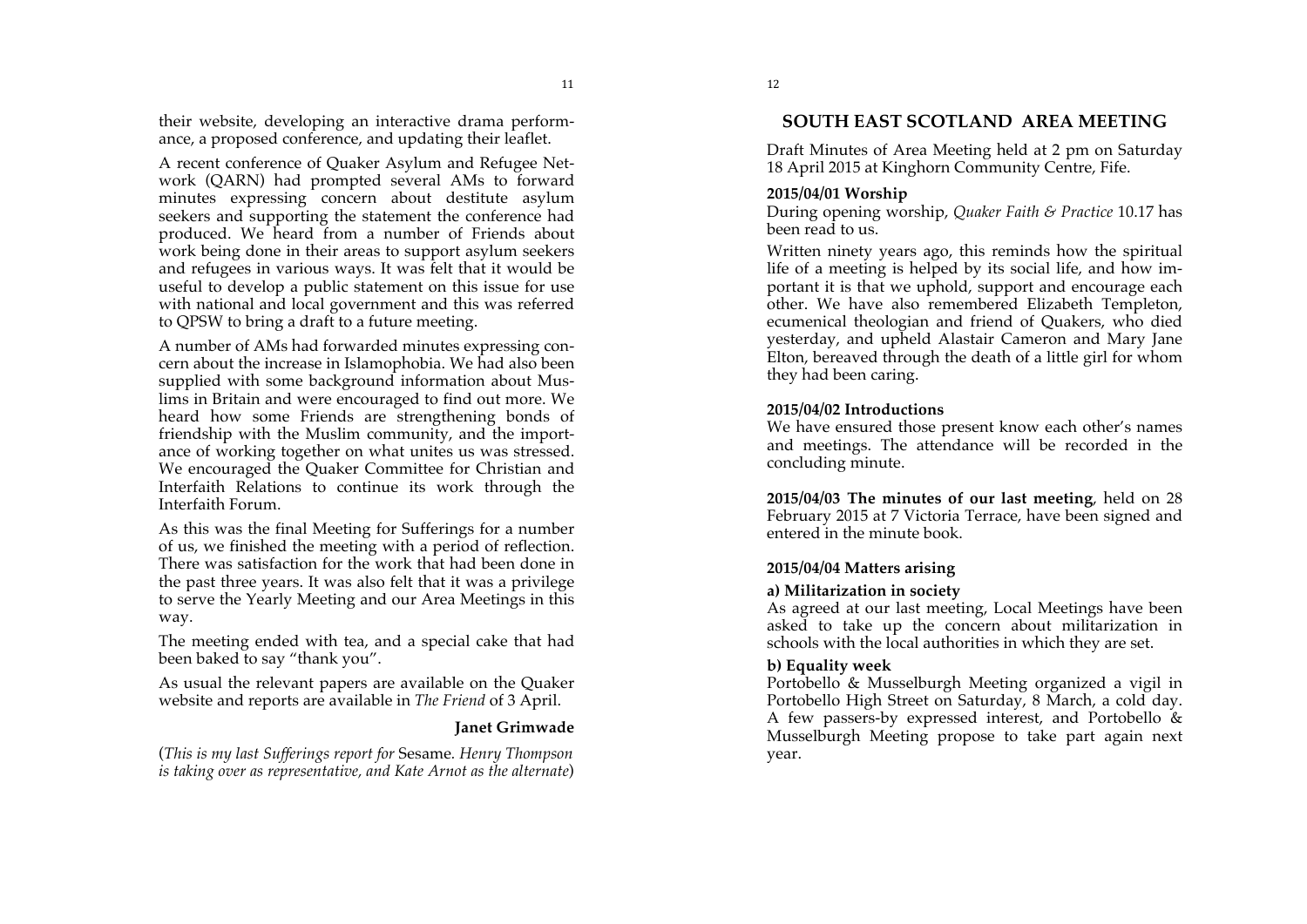their website, developing an interactive drama performance, a proposed conference, and updating their leaflet.

A recent conference of Quaker Asylum and Refugee Network (QARN) had prompted several AMs to forward minutes expressing concern about destitute asylum seekers and supporting the statement the conference had produced. We heard from a number of Friends about work being done in their areas to support asylum seekers and refugees in various ways. It was felt that it would be useful to develop a public statement on this issue for use with national and local government and this was referred to QPSW to bring a draft to a future meeting.

A number of AMs had forwarded minutes expressing concern about the increase in Islamophobia. We had also been supplied with some background information about Muslims in Britain and were encouraged to find out more. We heard how some Friends are strengthening bonds of friendship with the Muslim community, and the importance of working together on what unites us was stressed. We encouraged the Quaker Committee for Christian and Interfaith Relations to continue its work through the Interfaith Forum.

As this was the final Meeting for Sufferings for a number of us, we finished the meeting with a period of reflection. There was satisfaction for the work that had been done in the past three years. It was also felt that it was a privilege to serve the Yearly Meeting and our Area Meetings in this way.

The meeting ended with tea, and a special cake that had been baked to say "thank you".

As usual the relevant papers are available on the Quaker website and reports are available in *The Friend* of 3 April.

**Janet Grimwade**

(*This is my last Sufferings report for* Sesame. *Henry Thompson is taking over as representative, and Kate Arnot as the alternate*)

## SOUTH EAST SCOTLAND AREA MEETING

Draft Minutes of Area Meeting held at 2 pm on Saturday 18 April 2015 at Kinghorn Community Centre, Fife.

**2015/04/01 Worship**

During opening worship, *Quaker Faith & Practice* 10.17 has been read to us.

Written ninety years ago, this reminds how the spiritual life of a meeting is helped by its social life, and how important it is that we uphold, support and encourage each other. We have also remembered Elizabeth Templeton, ecumenical theologian and friend of Quakers, who died yesterday, and upheld Alastair Cameron and Mary Jane Elton, bereaved through the death of a little girl for whom they had been caring.

**2015/04/02 Introductions**

We have ensured those present know each other's names and meetings. The attendance will be recorded in the concluding minute.

**2015/04/03 The minutes of our last meeting**, held on 28 February 2015 at 7 Victoria Terrace, have been signed and entered in the minute book.

**2015/04/04 Matters arising**

**a) Militarization in society**

As agreed at our last meeting, Local Meetings have been asked to take up the concern about militarization in schools with the local authorities in which they are set.

**b) Equality week**

Portobello & Musselburgh Meeting organized a vigil in Portobello High Street on Saturday, 8 March, a cold day. A few passers-by expressed interest, and Portobello & Musselburgh Meeting propose to take part again next year.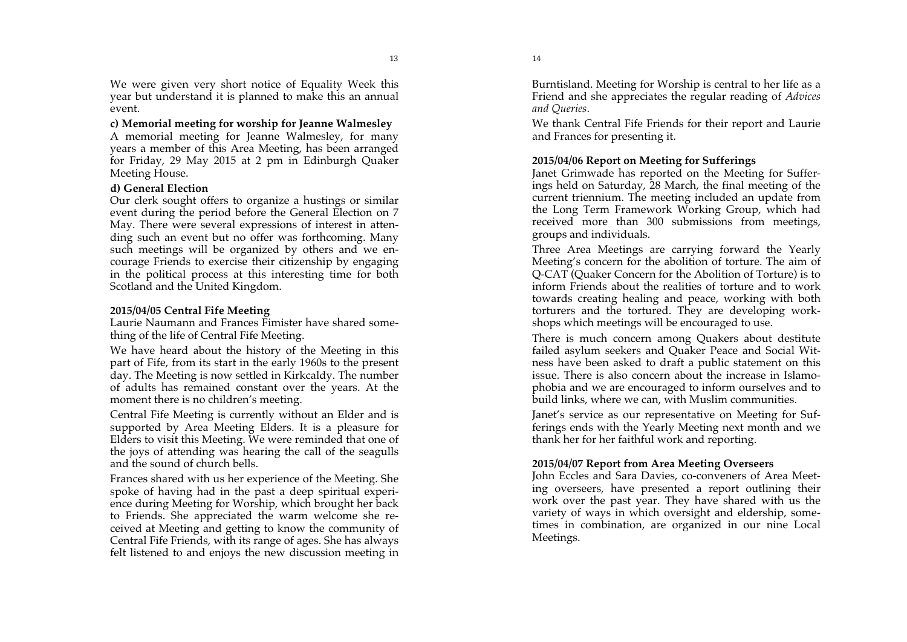We were given very short notice of Equality Week this year but understand it is planned to make this an annual event.

**c) Memorial meeting for worship for Jeanne Walmesley**

A memorial meeting for Jeanne Walmesley, for many years a member of this Area Meeting, has been arranged for Friday, 29 May 2015 at 2 pm in Edinburgh Quaker Meeting House.

**d) General Election**

Our clerk sought offers to organize a hustings or similar event during the period before the General Election on 7 May. There were several expressions of interest in attending such an event but no offer was forthcoming. Many such meetings will be organized by others and we encourage Friends to exercise their citizenship by engaging in the political process at this interesting time for both Scotland and the United Kingdom.

**2015/04/05 Central Fife Meeting**

Laurie Naumann and Frances Fimister have shared something of the life of Central Fife Meeting.

We have heard about the history of the Meeting in this part of Fife, from its start in the early 1960s to the present day. The Meeting is now settled in Kirkcaldy. The number of adults has remained constant over the years. At the moment there is no children's meeting.

Central Fife Meeting is currently without an Elder and is supported by Area Meeting Elders. It is a pleasure for Elders to visit this Meeting. We were reminded that one of the joys of attending was hearing the call of the seagulls and the sound of church bells.

Frances shared with us her experience of the Meeting. She spoke of having had in the past a deep spiritual experience during Meeting for Worship, which brought her back to Friends. She appreciated the warm welcome she received at Meeting and getting to know the community of Central Fife Friends, with its range of ages. She has always felt listened to and enjoys the new discussion meeting in Burntisland. Meeting for Worship is central to her life as a Friend and she appreciates the regular reading of *Advices and Queries*.

We thank Central Fife Friends for their report and Laurie and Frances for presenting it.

**2015/04/06 Report on Meeting for Sufferings**

Janet Grimwade has reported on the Meeting for Sufferings held on Saturday, 28 March, the final meeting of the current triennium. The meeting included an update from the Long Term Framework Working Group, which had received more than 300 submissions from meetings, groups and individuals.

Three Area Meetings are carrying forward the Yearly Meeting's concern for the abolition of torture. The aim of Q-CAT (Quaker Concern for the Abolition of Torture) is to inform Friends about the realities of torture and to work towards creating healing and peace, working with both torturers and the tortured. They are developing workshops which meetings will be encouraged to use.

There is much concern among Quakers about destitute failed asylum seekers and Quaker Peace and Social Witness have been asked to draft a public statement on this issue. There is also concern about the increase in Islamophobia and we are encouraged to inform ourselves and to build links, where we can, with Muslim communities.

Janet's service as our representative on Meeting for Sufferings ends with the Yearly Meeting next month and we thank her for her faithful work and reporting.

**2015/04/07 Report from Area Meeting Overseers**

John Eccles and Sara Davies, co-conveners of Area Meeting overseers, have presented a report outlining their work over the past year. They have shared with us the variety of ways in which oversight and eldership, sometimes in combination, are organized in our nine Local Meetings.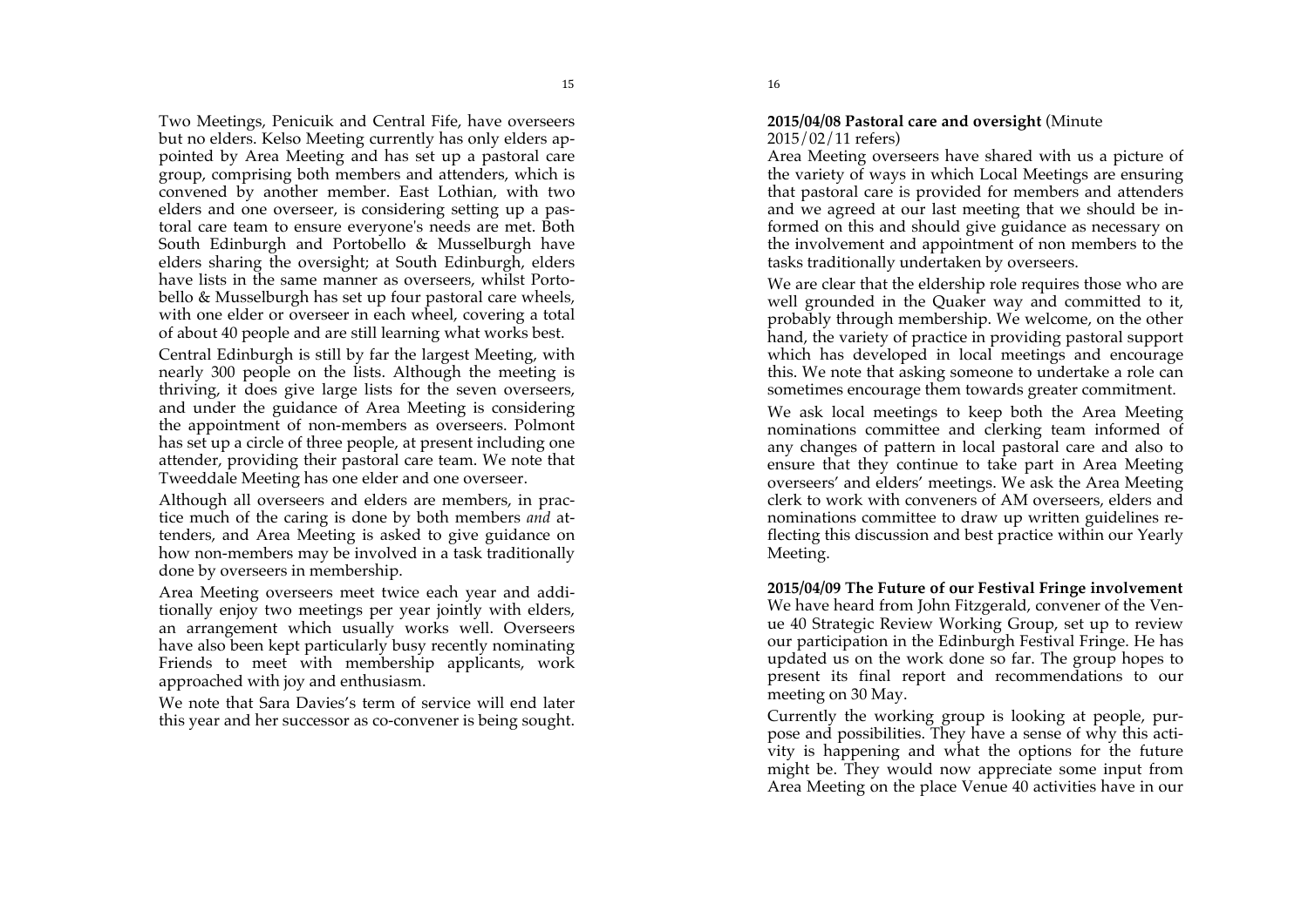Two Meetings, Penicuik and Central Fife, have overseers but no elders. Kelso Meeting currently has only elders appointed by Area Meeting and has set up a pastoral care group, comprising both members and attenders, which is convened by another member. East Lothian, with two elders and one overseer, is considering setting up a pastoral care team to ensure everyone's needs are met. Both South Edinburgh and Portobello & Musselburgh have elders sharing the oversight; at South Edinburgh, elders have lists in the same manner as overseers, whilst Portobello & Musselburgh has set up four pastoral care wheels, with one elder or overseer in each wheel, covering a total of about 40 people and are still learning what works best.

Central Edinburgh is still by far the largest Meeting, with nearly 300 people on the lists. Although the meeting is thriving, it does give large lists for the seven overseers, and under the guidance of Area Meeting is considering the appointment of non-members as overseers. Polmont has set up a circle of three people, at present including one attender, providing their pastoral care team. We note that Tweeddale Meeting has one elder and one overseer.

Although all overseers and elders are members, in practice much of the caring is done by both members *and* attenders, and Area Meeting is asked to give guidance on how non-members may be involved in a task traditionally done by overseers in membership.

Area Meeting overseers meet twice each year and additionally enjoy two meetings per year jointly with elders, an arrangement which usually works well. Overseers have also been kept particularly busy recently nominating Friends to meet with membership applicants, work approached with joy and enthusiasm.

We note that Sara Davies's term of service will end later this year and her successor as co-convener is being sought.

**2015/04/08 Pastoral care and oversight** (Minute 2015/02/11 refers)

Area Meeting overseers have shared with us a picture of the variety of ways in which Local Meetings are ensuring that pastoral care is provided for members and attenders and we agreed at our last meeting that we should be informed on this and should give guidance as necessary on the involvement and appointment of non members to the tasks traditionally undertaken by overseers.

We are clear that the eldership role requires those who are well grounded in the Quaker way and committed to it, probably through membership. We welcome, on the other hand, the variety of practice in providing pastoral support which has developed in local meetings and encourage this. We note that asking someone to undertake a role can sometimes encourage them towards greater commitment.

We ask local meetings to keep both the Area Meeting nominations committee and clerking team informed of any changes of pattern in local pastoral care and also to ensure that they continue to take part in Area Meeting overseers' and elders' meetings. We ask the Area Meeting clerk to work with conveners of AM overseers, elders and nominations committee to draw up written guidelines reflecting this discussion and best practice within our Yearly Meeting.

**2015/04/09 The Future of our Festival Fringe involvement**

We have heard from John Fitzgerald, convener of the Venue 40 Strategic Review Working Group, set up to review our participation in the Edinburgh Festival Fringe. He has updated us on the work done so far. The group hopes to present its final report and recommendations to our meeting on 30 May.

Currently the working group is looking at people, purpose and possibilities. They have a sense of why this activity is happening and what the options for the future might be. They would now appreciate some input from Area Meeting on the place Venue 40 activities have in our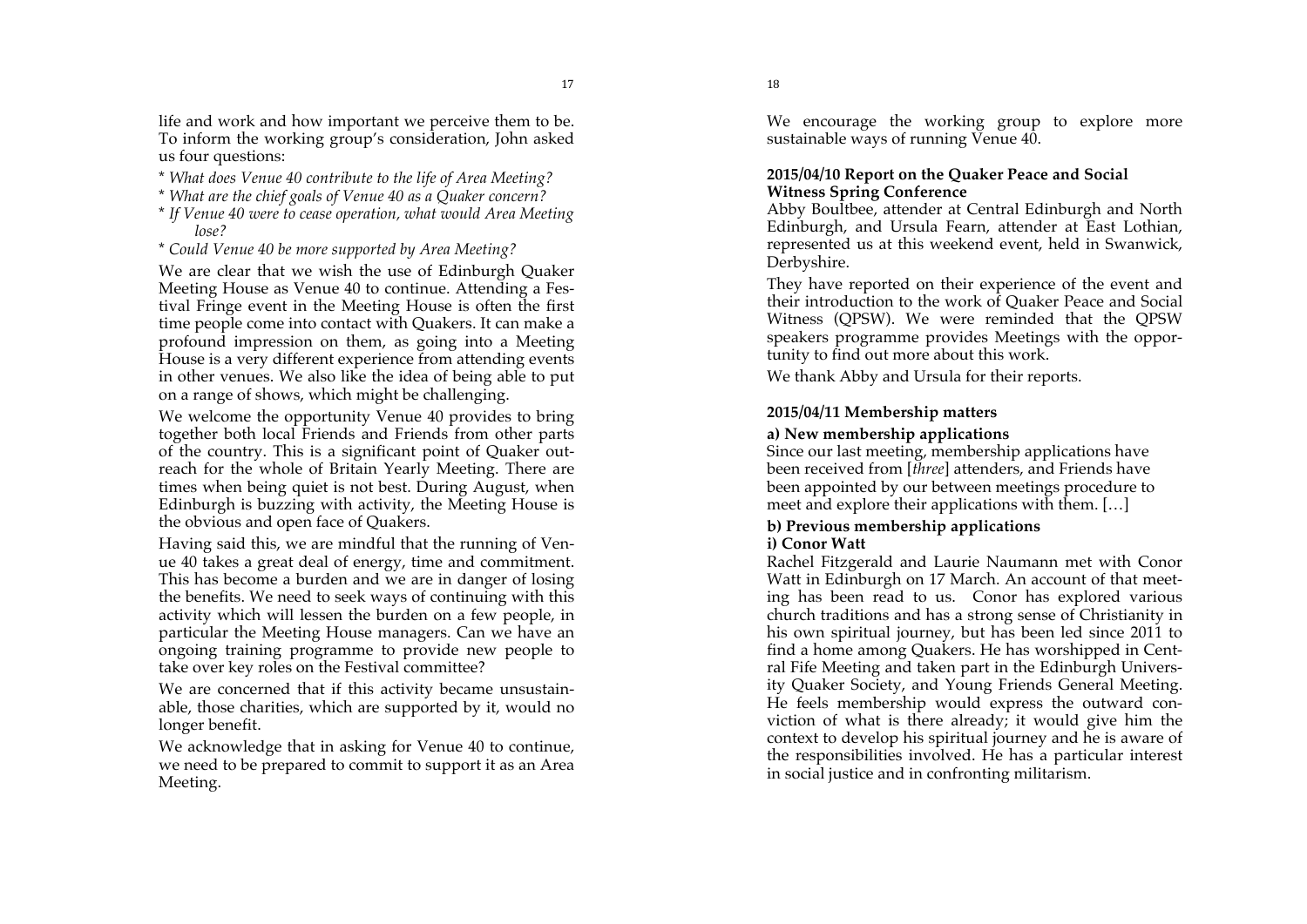life and work and how important we perceive them to be. To inform the working group's consideration, John asked us four questions:

* *What does Venue 40 contribute to the life of Area Meeting?*
* *What are the chief goals of Venue 40 as a Quaker concern?*
* *If Venue 40 were to cease operation, what would Area Meeting lose?*
* *Could Venue 40 be more supported by Area Meeting?*

We are clear that we wish the use of Edinburgh Quaker Meeting House as Venue 40 to continue. Attending a Festival Fringe event in the Meeting House is often the first time people come into contact with Quakers. It can make a profound impression on them, as going into a Meeting House is a very different experience from attending events in other venues. We also like the idea of being able to put on a range of shows, which might be challenging.

We welcome the opportunity Venue 40 provides to bring together both local Friends and Friends from other parts of the country. This is a significant point of Quaker outreach for the whole of Britain Yearly Meeting. There are times when being quiet is not best. During August, when Edinburgh is buzzing with activity, the Meeting House is the obvious and open face of Quakers.

Having said this, we are mindful that the running of Venue 40 takes a great deal of energy, time and commitment. This has become a burden and we are in danger of losing the benefits. We need to seek ways of continuing with this activity which will lessen the burden on a few people, in particular the Meeting House managers. Can we have an ongoing training programme to provide new people to take over key roles on the Festival committee?

We are concerned that if this activity became unsustainable, those charities, which are supported by it, would no longer benefit.

We acknowledge that in asking for Venue 40 to continue, we need to be prepared to commit to support it as an Area Meeting.

We encourage the working group to explore more sustainable ways of running Venue 40.

**2015/04/10 Report on the Quaker Peace and Social Witness Spring Conference**

Abby Boultbee, attender at Central Edinburgh and North Edinburgh, and Ursula Fearn, attender at East Lothian, represented us at this weekend event, held in Swanwick, Derbyshire.

They have reported on their experience of the event and their introduction to the work of Quaker Peace and Social Witness (QPSW). We were reminded that the QPSW speakers programme provides Meetings with the opportunity to find out more about this work.

We thank Abby and Ursula for their reports.

**2015/04/11 Membership matters**

**a) New membership applications**

Since our last meeting, membership applications have been received from [*three*] attenders, and Friends have been appointed by our between meetings procedure to meet and explore their applications with them. […]

**b) Previous membership applications**

**i) Conor Watt**

Rachel Fitzgerald and Laurie Naumann met with Conor Watt in Edinburgh on 17 March. An account of that meeting has been read to us. Conor has explored various church traditions and has a strong sense of Christianity in his own spiritual journey, but has been led since 2011 to find a home among Quakers. He has worshipped in Central Fife Meeting and taken part in the Edinburgh University Quaker Society, and Young Friends General Meeting. He feels membership would express the outward conviction of what is there already; it would give him the context to develop his spiritual journey and he is aware of the responsibilities involved. He has a particular interest in social justice and in confronting militarism.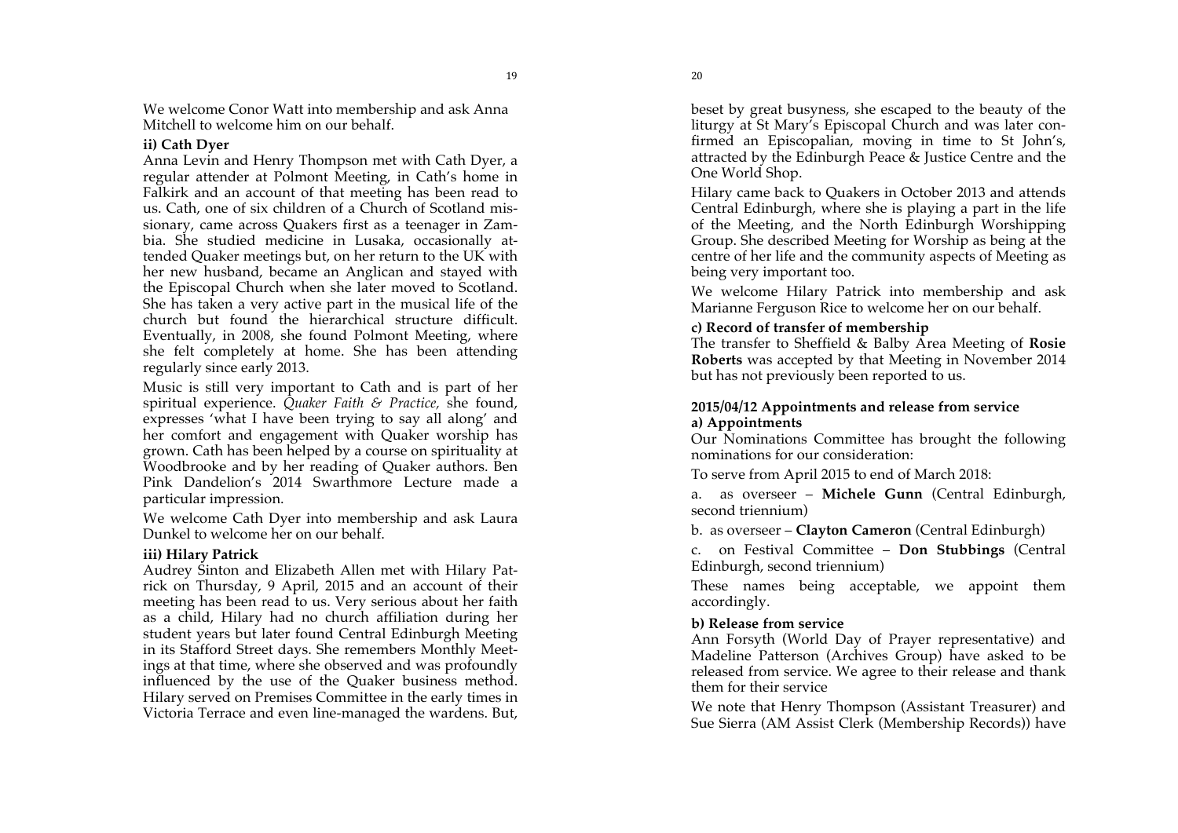We welcome Conor Watt into membership and ask Anna Mitchell to welcome him on our behalf.

**ii) Cath Dyer**

Anna Levin and Henry Thompson met with Cath Dyer, a regular attender at Polmont Meeting, in Cath's home in Falkirk and an account of that meeting has been read to us. Cath, one of six children of a Church of Scotland missionary, came across Quakers first as a teenager in Zambia. She studied medicine in Lusaka, occasionally attended Quaker meetings but, on her return to the UK with her new husband, became an Anglican and stayed with the Episcopal Church when she later moved to Scotland. She has taken a very active part in the musical life of the church but found the hierarchical structure difficult. Eventually, in 2008, she found Polmont Meeting, where she felt completely at home. She has been attending regularly since early 2013.

Music is still very important to Cath and is part of her spiritual experience. *Quaker Faith & Practice,* she found, expresses 'what I have been trying to say all along' and her comfort and engagement with Quaker worship has grown. Cath has been helped by a course on spirituality at Woodbrooke and by her reading of Quaker authors. Ben Pink Dandelion's 2014 Swarthmore Lecture made a particular impression.

We welcome Cath Dyer into membership and ask Laura Dunkel to welcome her on our behalf.

**iii) Hilary Patrick**

Audrey Sinton and Elizabeth Allen met with Hilary Patrick on Thursday, 9 April, 2015 and an account of their meeting has been read to us. Very serious about her faith as a child, Hilary had no church affiliation during her student years but later found Central Edinburgh Meeting in its Stafford Street days. She remembers Monthly Meetings at that time, where she observed and was profoundly influenced by the use of the Quaker business method. Hilary served on Premises Committee in the early times in Victoria Terrace and even line-managed the wardens. But, beset by great busyness, she escaped to the beauty of the liturgy at St Mary's Episcopal Church and was later confirmed an Episcopalian, moving in time to St John's, attracted by the Edinburgh Peace & Justice Centre and the One World Shop.

Hilary came back to Quakers in October 2013 and attends Central Edinburgh, where she is playing a part in the life of the Meeting, and the North Edinburgh Worshipping Group. She described Meeting for Worship as being at the centre of her life and the community aspects of Meeting as being very important too.

We welcome Hilary Patrick into membership and ask Marianne Ferguson Rice to welcome her on our behalf.

**c) Record of transfer of membership**

The transfer to Sheffield & Balby Area Meeting of **Rosie Roberts** was accepted by that Meeting in November 2014 but has not previously been reported to us.

**2015/04/12 Appointments and release from service**

**a) Appointments**

Our Nominations Committee has brought the following nominations for our consideration:

To serve from April 2015 to end of March 2018:

a. as overseer – **Michele Gunn** (Central Edinburgh, second triennium)

b. as overseer – **Clayton Cameron** (Central Edinburgh)

c. on Festival Committee – **Don Stubbings** (Central Edinburgh, second triennium)

These names being acceptable, we appoint them accordingly.

**b) Release from service**

Ann Forsyth (World Day of Prayer representative) and Madeline Patterson (Archives Group) have asked to be released from service. We agree to their release and thank them for their service

We note that Henry Thompson (Assistant Treasurer) and Sue Sierra (AM Assist Clerk (Membership Records)) have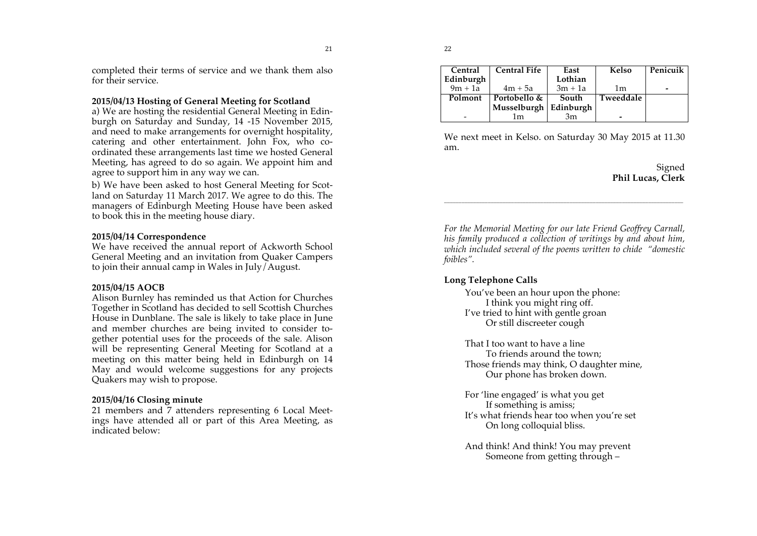completed their terms of service and we thank them also for their service.

**2015/04/13 Hosting of General Meeting for Scotland**

a) We are hosting the residential General Meeting in Edinburgh on Saturday and Sunday, 14 -15 November 2015, and need to make arrangements for overnight hospitality, catering and other entertainment. John Fox, who coordinated these arrangements last time we hosted General Meeting, has agreed to do so again. We appoint him and agree to support him in any way we can.

b) We have been asked to host General Meeting for Scotland on Saturday 11 March 2017. We agree to do this. The managers of Edinburgh Meeting House have been asked to book this in the meeting house diary.

**2015/04/14 Correspondence**

We have received the annual report of Ackworth School General Meeting and an invitation from Quaker Campers to join their annual camp in Wales in July/August.

**2015/04/15 AOCB**

Alison Burnley has reminded us that Action for Churches Together in Scotland has decided to sell Scottish Churches House in Dunblane. The sale is likely to take place in June and member churches are being invited to consider together potential uses for the proceeds of the sale. Alison will be representing General Meeting for Scotland at a meeting on this matter being held in Edinburgh on 14 May and would welcome suggestions for any projects Quakers may wish to propose.

**2015/04/16 Closing minute**

21 members and 7 attenders representing 6 Local Meetings have attended all or part of this Area Meeting, as indicated below:

| | | | | |
|---|---|---|---|---|
| **Central Edinburgh** | **Central Fife** | **East Lothian** | **Kelso** | **Penicuik** |
| 9m + 1a | 4m + 5a | 3m + 1a | 1m | - |
| **Polmont** | **Portobello & Musselburgh** | **South Edinburgh** | **Tweeddale** | |
| - | 1m | 3m | - | |

We next meet in Kelso. on Saturday 30 May 2015 at 11.30 am.

Signed
**Phil Lucas, Clerk**

---

*For the Memorial Meeting for our late Friend Geoffrey Carnall, his family produced a collection of writings by and about him, which included several of the poems written to chide "domestic foibles".*

**Long Telephone Calls**

You've been an hour upon the phone:
I think you might ring off.
I've tried to hint with gentle groan
Or still discreeter cough

That I too want to have a line
To friends around the town;
Those friends may think, O daughter mine,
Our phone has broken down.

For 'line engaged' is what you get
If something is amiss;
It's what friends hear too when you're set
On long colloquial bliss.

And think! And think! You may prevent
Someone from getting through –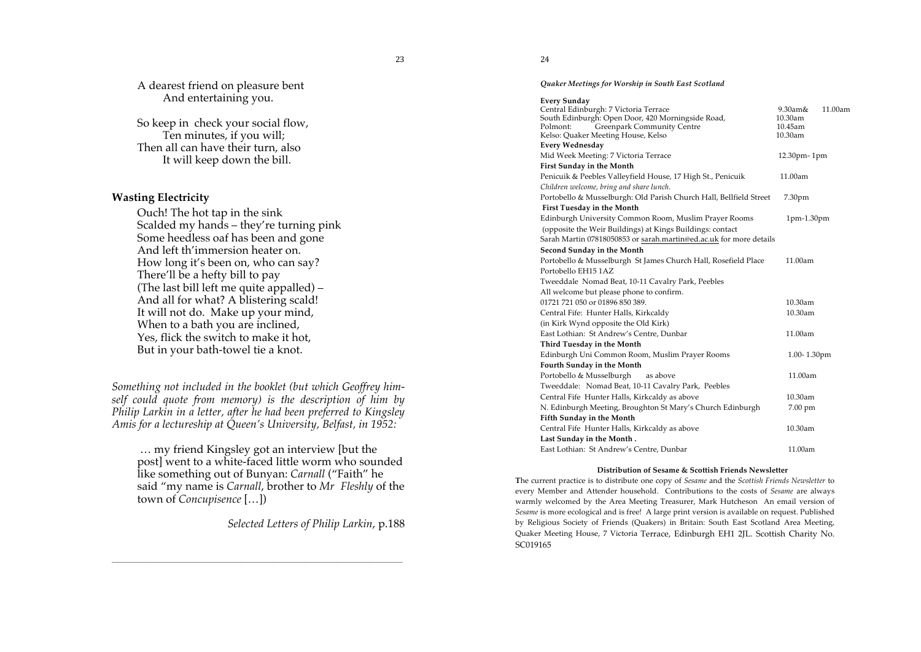A dearest friend on pleasure bent
    And entertaining you.

So keep in check your social flow,
    Ten minutes, if you will;
Then all can have their turn, also
    It will keep down the bill.

### Wasting Electricity

Ouch! The hot tap in the sink
Scalded my hands – they're turning pink
Some heedless oaf has been and gone
And left th'immersion heater on.
How long it's been on, who can say?
There'll be a hefty bill to pay
(The last bill left me quite appalled) –
And all for what? A blistering scald!
It will not do. Make up your mind,
When to a bath you are inclined,
Yes, flick the switch to make it hot,
But in your bath-towel tie a knot.

*Something not included in the booklet (but which Geoffrey himself could quote from memory) is the description of him by Philip Larkin in a letter, after he had been preferred to Kingsley Amis for a lectureship at Queen's University, Belfast, in 1952:*

> … my friend Kingsley got an interview [but the post] went to a white-faced little worm who sounded like something out of Bunyan: *Carnall* ("Faith" he said "my name is *Carnall*, brother to *Mr Fleshly* of the town of *Concupisence* […])

*Selected Letters of Philip Larkin*, p.188

---

***Quaker Meetings for Worship in South East Scotland***

| | |
|---|---|
| **Every Sunday** | |
| Central Edinburgh: 7 Victoria Terrace | 9.30am& 11.00am |
| South Edinburgh: Open Door, 420 Morningside Road, | 10.30am |
| Polmont: Greenpark Community Centre | 10.45am |
| Kelso: Quaker Meeting House, Kelso | 10.30am |
| **Every Wednesday** | |
| Mid Week Meeting: 7 Victoria Terrace | 12.30pm- 1pm |
| **First Sunday in the Month** | |
| Penicuik & Peebles Valleyfield House, 17 High St., Penicuik | 11.00am |
| *Children welcome, bring and share lunch.* | |
| Portobello & Musselburgh: Old Parish Church Hall, Bellfield Street | 7.30pm |
| **First Tuesday in the Month** | |
| Edinburgh University Common Room, Muslim Prayer Rooms | 1pm-1.30pm |
| (opposite the Weir Buildings) at Kings Buildings: contact | |
| Sarah Martin 07818050853 or sarah.martin@ed.ac.uk for more details | |
| **Second Sunday in the Month** | |
| Portobello & Musselburgh St James Church Hall, Rosefield Place | 11.00am |
| Portobello EH15 1AZ | |
| Tweeddale Nomad Beat, 10-11 Cavalry Park, Peebles | |
| All welcome but please phone to confirm. | |
| 01721 721 050 or 01896 850 389. | 10.30am |
| Central Fife: Hunter Halls, Kirkcaldy | 10.30am |
| (in Kirk Wynd opposite the Old Kirk) | |
| East Lothian: St Andrew's Centre, Dunbar | 11.00am |
| **Third Tuesday in the Month** | |
| Edinburgh Uni Common Room, Muslim Prayer Rooms | 1.00- 1.30pm |
| **Fourth Sunday in the Month** | |
| Portobello & Musselburgh as above | 11.00am |
| Tweeddale: Nomad Beat, 10-11 Cavalry Park, Peebles | |
| Central Fife Hunter Halls, Kirkcaldy as above | 10.30am |
| N. Edinburgh Meeting, Broughton St Mary's Church Edinburgh | 7.00 pm |
| **Fifth Sunday in the Month** | |
| Central Fife Hunter Halls, Kirkcaldy as above | 10.30am |
| **Last Sunday in the Month .** | |
| East Lothian: St Andrew's Centre, Dunbar | 11.00am |

**Distribution of Sesame & Scottish Friends Newsletter**

The current practice is to distribute one copy of *Sesame* and the *Scottish Friends Newsletter* to every Member and Attender household. Contributions to the costs of *Sesame* are always warmly welcomed by the Area Meeting Treasurer, Mark Hutcheson An email version of *Sesame* is more ecological and is free! A large print version is available on request. Published by Religious Society of Friends (Quakers) in Britain: South East Scotland Area Meeting, Quaker Meeting House, 7 Victoria Terrace, Edinburgh EH1 2JL. Scottish Charity No. SC019165